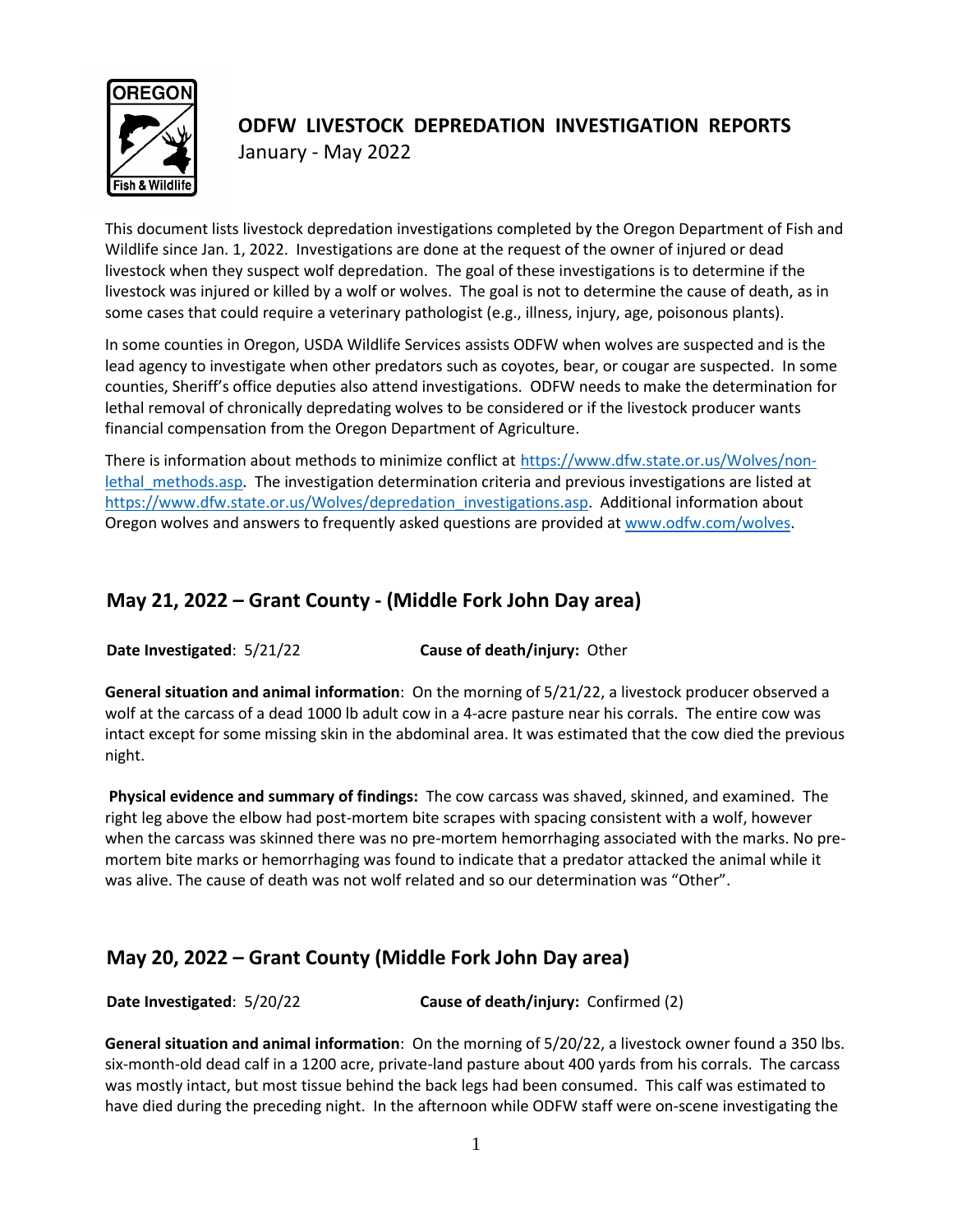# ODFW LIVESTOCK DEPREDATION INVESTIGATION REPORTS

January - May 2022

This document lists livestock depredation investigations completed by the Oregon Department of Fish and Wildlife since Jan. 1, 2022. Investigations are done at the request of the owner of injured or dead livestock when they suspect wolf depredation. The goal of these investigations is to determine if the livestock was injured or killed by a wolf or wolves. The goal is not to determine the cause of death, as in some cases that could require a veterinary pathologist (e.g., illness, injury, age, poisonous plants).

In some counties in Oregon, USDA Wildlife Services assists ODFW when wolves are suspected and is the lead agency to investigate when other predators such as coyotes, bear, or cougar are suspected. In some counties, Sheriff's office deputies also attend investigations. ODFW needs to make the determination for lethal removal of chronically depredating wolves to be considered or if the livestock producer wants financial compensation from the Oregon Department of Agriculture.

There is information about methods to minimize conflict at https://www.dfw.state.or.us/Wolves/non-lethal_methods.asp. The investigation determination criteria and previous investigations are listed at https://www.dfw.state.or.us/Wolves/depredation_investigations.asp. Additional information about Oregon wolves and answers to frequently asked questions are provided at www.odfw.com/wolves.

## May 21, 2022 – Grant County - (Middle Fork John Day area)

**Date Investigated**: 5/21/22 **Cause of death/injury:** Other

**General situation and animal information**: On the morning of 5/21/22, a livestock producer observed a wolf at the carcass of a dead 1000 lb adult cow in a 4-acre pasture near his corrals. The entire cow was intact except for some missing skin in the abdominal area. It was estimated that the cow died the previous night.

**Physical evidence and summary of findings:** The cow carcass was shaved, skinned, and examined. The right leg above the elbow had post-mortem bite scrapes with spacing consistent with a wolf, however when the carcass was skinned there was no pre-mortem hemorrhaging associated with the marks. No pre-mortem bite marks or hemorrhaging was found to indicate that a predator attacked the animal while it was alive. The cause of death was not wolf related and so our determination was "Other".

## May 20, 2022 – Grant County (Middle Fork John Day area)

**Date Investigated**: 5/20/22 **Cause of death/injury:** Confirmed (2)

**General situation and animal information**: On the morning of 5/20/22, a livestock owner found a 350 lbs. six-month-old dead calf in a 1200 acre, private-land pasture about 400 yards from his corrals. The carcass was mostly intact, but most tissue behind the back legs had been consumed. This calf was estimated to have died during the preceding night. In the afternoon while ODFW staff were on-scene investigating the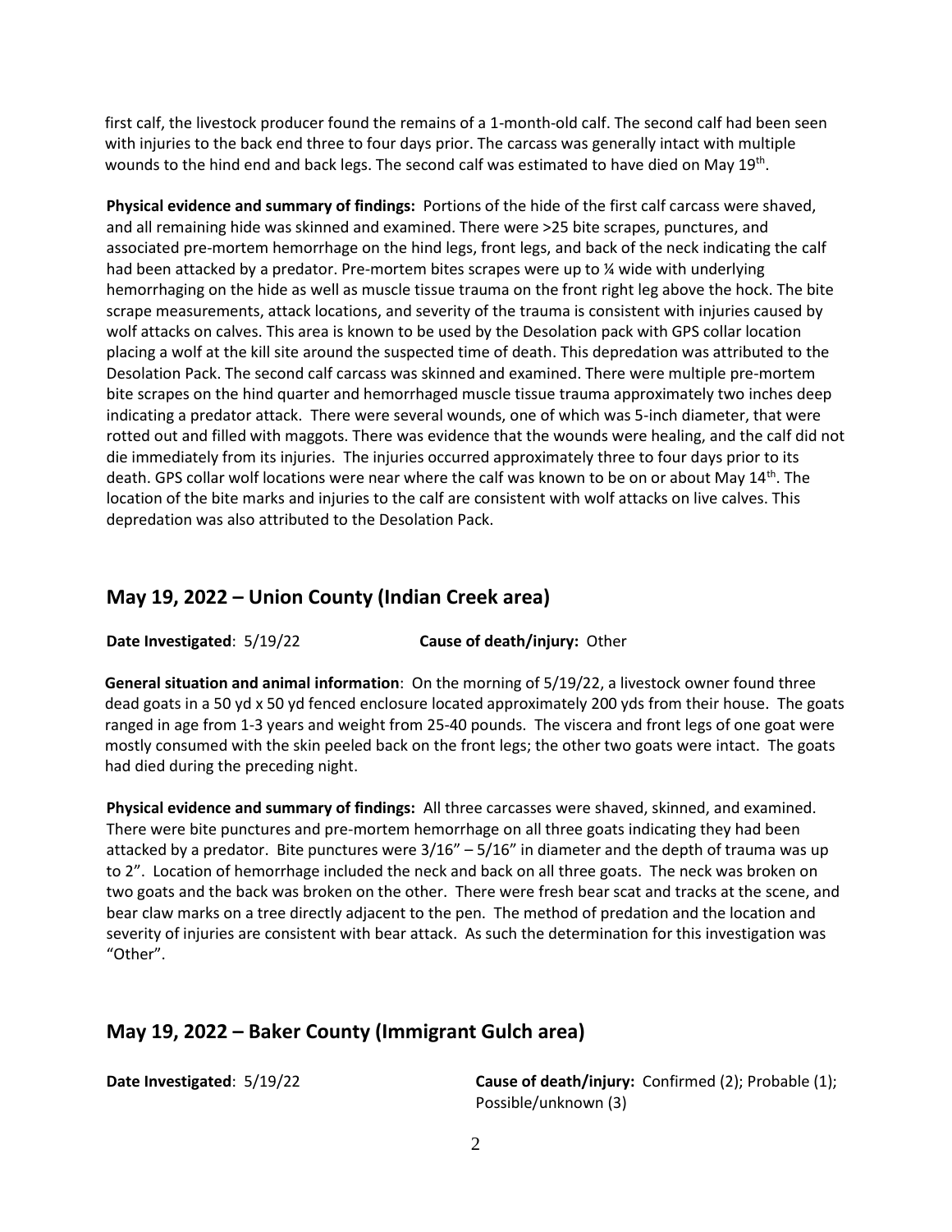first calf, the livestock producer found the remains of a 1-month-old calf. The second calf had been seen with injuries to the back end three to four days prior. The carcass was generally intact with multiple wounds to the hind end and back legs. The second calf was estimated to have died on May 19th.

**Physical evidence and summary of findings:** Portions of the hide of the first calf carcass were shaved, and all remaining hide was skinned and examined. There were >25 bite scrapes, punctures, and associated pre-mortem hemorrhage on the hind legs, front legs, and back of the neck indicating the calf had been attacked by a predator. Pre-mortem bites scrapes were up to ¼ wide with underlying hemorrhaging on the hide as well as muscle tissue trauma on the front right leg above the hock. The bite scrape measurements, attack locations, and severity of the trauma is consistent with injuries caused by wolf attacks on calves. This area is known to be used by the Desolation pack with GPS collar location placing a wolf at the kill site around the suspected time of death. This depredation was attributed to the Desolation Pack. The second calf carcass was skinned and examined. There were multiple pre-mortem bite scrapes on the hind quarter and hemorrhaged muscle tissue trauma approximately two inches deep indicating a predator attack. There were several wounds, one of which was 5-inch diameter, that were rotted out and filled with maggots. There was evidence that the wounds were healing, and the calf did not die immediately from its injuries. The injuries occurred approximately three to four days prior to its death. GPS collar wolf locations were near where the calf was known to be on or about May 14th. The location of the bite marks and injuries to the calf are consistent with wolf attacks on live calves. This depredation was also attributed to the Desolation Pack.

## May 19, 2022 – Union County (Indian Creek area)

**Date Investigated**: 5/19/22 **Cause of death/injury:** Other

**General situation and animal information**: On the morning of 5/19/22, a livestock owner found three dead goats in a 50 yd x 50 yd fenced enclosure located approximately 200 yds from their house. The goats ranged in age from 1-3 years and weight from 25-40 pounds. The viscera and front legs of one goat were mostly consumed with the skin peeled back on the front legs; the other two goats were intact. The goats had died during the preceding night.

**Physical evidence and summary of findings:** All three carcasses were shaved, skinned, and examined. There were bite punctures and pre-mortem hemorrhage on all three goats indicating they had been attacked by a predator. Bite punctures were 3/16" – 5/16" in diameter and the depth of trauma was up to 2". Location of hemorrhage included the neck and back on all three goats. The neck was broken on two goats and the back was broken on the other. There were fresh bear scat and tracks at the scene, and bear claw marks on a tree directly adjacent to the pen. The method of predation and the location and severity of injuries are consistent with bear attack. As such the determination for this investigation was "Other".

## May 19, 2022 – Baker County (Immigrant Gulch area)

**Date Investigated**: 5/19/22 **Cause of death/injury:** Confirmed (2); Probable (1); Possible/unknown (3)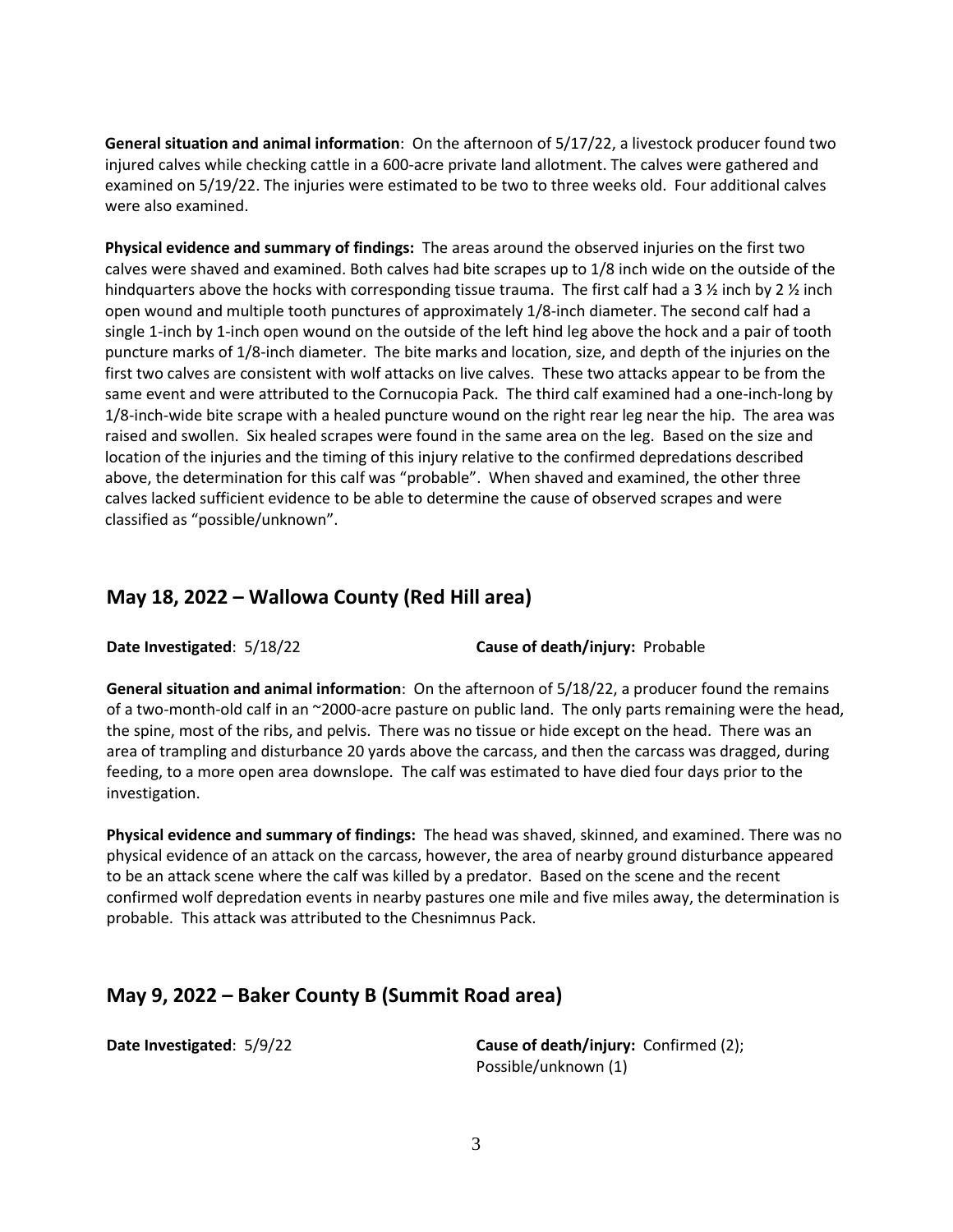**General situation and animal information**: On the afternoon of 5/17/22, a livestock producer found two injured calves while checking cattle in a 600-acre private land allotment. The calves were gathered and examined on 5/19/22. The injuries were estimated to be two to three weeks old. Four additional calves were also examined.

**Physical evidence and summary of findings:** The areas around the observed injuries on the first two calves were shaved and examined. Both calves had bite scrapes up to 1/8 inch wide on the outside of the hindquarters above the hocks with corresponding tissue trauma. The first calf had a 3 ½ inch by 2 ½ inch open wound and multiple tooth punctures of approximately 1/8-inch diameter. The second calf had a single 1-inch by 1-inch open wound on the outside of the left hind leg above the hock and a pair of tooth puncture marks of 1/8-inch diameter. The bite marks and location, size, and depth of the injuries on the first two calves are consistent with wolf attacks on live calves. These two attacks appear to be from the same event and were attributed to the Cornucopia Pack. The third calf examined had a one-inch-long by 1/8-inch-wide bite scrape with a healed puncture wound on the right rear leg near the hip. The area was raised and swollen. Six healed scrapes were found in the same area on the leg. Based on the size and location of the injuries and the timing of this injury relative to the confirmed depredations described above, the determination for this calf was "probable". When shaved and examined, the other three calves lacked sufficient evidence to be able to determine the cause of observed scrapes and were classified as "possible/unknown".

## May 18, 2022 – Wallowa County (Red Hill area)

**Date Investigated**: 5/18/22 **Cause of death/injury:** Probable

**General situation and animal information**: On the afternoon of 5/18/22, a producer found the remains of a two-month-old calf in an ~2000-acre pasture on public land. The only parts remaining were the head, the spine, most of the ribs, and pelvis. There was no tissue or hide except on the head. There was an area of trampling and disturbance 20 yards above the carcass, and then the carcass was dragged, during feeding, to a more open area downslope. The calf was estimated to have died four days prior to the investigation.

**Physical evidence and summary of findings:** The head was shaved, skinned, and examined. There was no physical evidence of an attack on the carcass, however, the area of nearby ground disturbance appeared to be an attack scene where the calf was killed by a predator. Based on the scene and the recent confirmed wolf depredation events in nearby pastures one mile and five miles away, the determination is probable. This attack was attributed to the Chesnimnus Pack.

## May 9, 2022 – Baker County B (Summit Road area)

**Date Investigated**: 5/9/22 **Cause of death/injury:** Confirmed (2); Possible/unknown (1)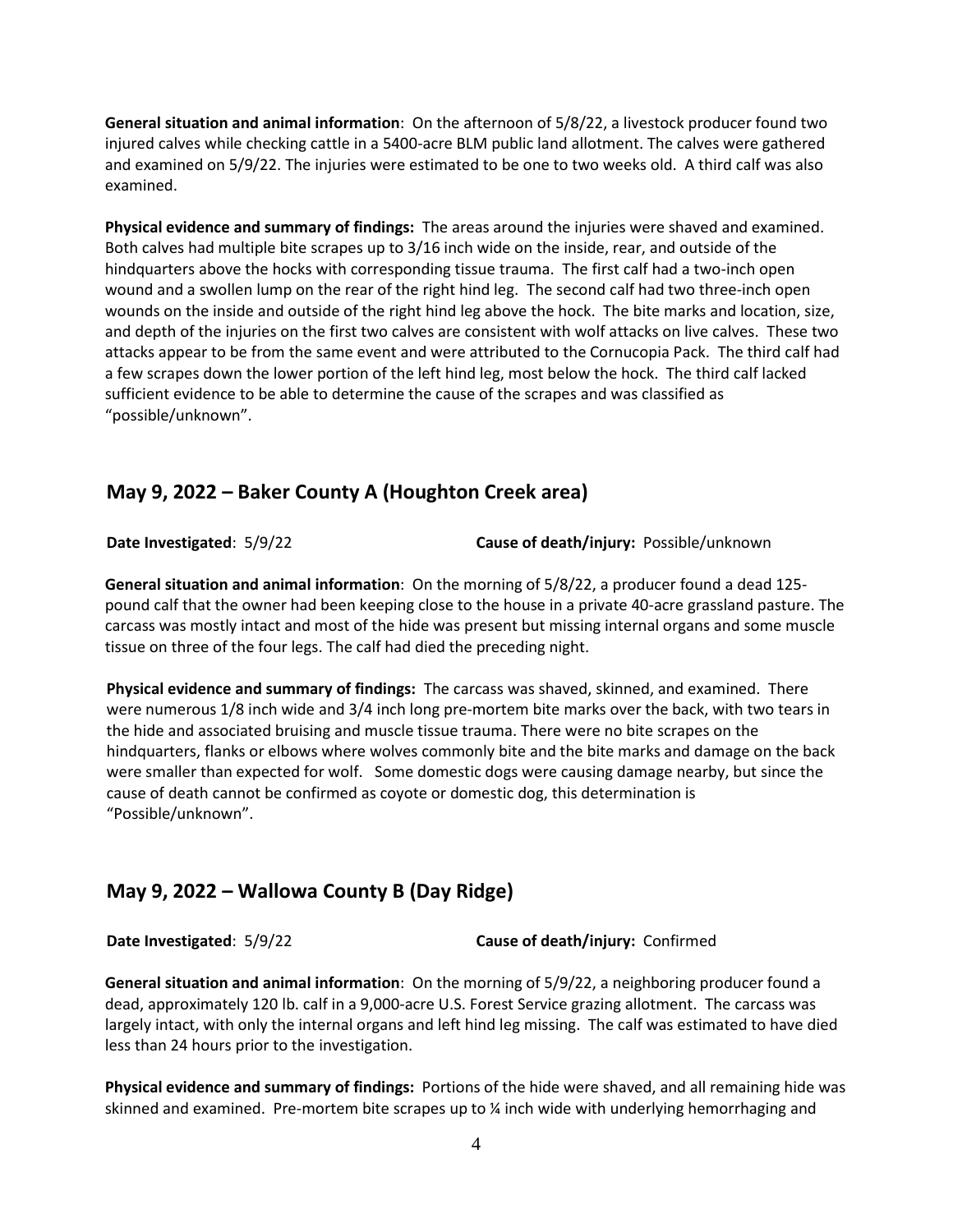**General situation and animal information**: On the afternoon of 5/8/22, a livestock producer found two injured calves while checking cattle in a 5400-acre BLM public land allotment. The calves were gathered and examined on 5/9/22. The injuries were estimated to be one to two weeks old. A third calf was also examined.

**Physical evidence and summary of findings:** The areas around the injuries were shaved and examined. Both calves had multiple bite scrapes up to 3/16 inch wide on the inside, rear, and outside of the hindquarters above the hocks with corresponding tissue trauma. The first calf had a two-inch open wound and a swollen lump on the rear of the right hind leg. The second calf had two three-inch open wounds on the inside and outside of the right hind leg above the hock. The bite marks and location, size, and depth of the injuries on the first two calves are consistent with wolf attacks on live calves. These two attacks appear to be from the same event and were attributed to the Cornucopia Pack. The third calf had a few scrapes down the lower portion of the left hind leg, most below the hock. The third calf lacked sufficient evidence to be able to determine the cause of the scrapes and was classified as "possible/unknown".

## May 9, 2022 – Baker County A (Houghton Creek area)

**Date Investigated**: 5/9/22 **Cause of death/injury:** Possible/unknown

**General situation and animal information**: On the morning of 5/8/22, a producer found a dead 125-pound calf that the owner had been keeping close to the house in a private 40-acre grassland pasture. The carcass was mostly intact and most of the hide was present but missing internal organs and some muscle tissue on three of the four legs. The calf had died the preceding night.

**Physical evidence and summary of findings:** The carcass was shaved, skinned, and examined. There were numerous 1/8 inch wide and 3/4 inch long pre-mortem bite marks over the back, with two tears in the hide and associated bruising and muscle tissue trauma. There were no bite scrapes on the hindquarters, flanks or elbows where wolves commonly bite and the bite marks and damage on the back were smaller than expected for wolf. Some domestic dogs were causing damage nearby, but since the cause of death cannot be confirmed as coyote or domestic dog, this determination is "Possible/unknown".

## May 9, 2022 – Wallowa County B (Day Ridge)

**Date Investigated**: 5/9/22 **Cause of death/injury:** Confirmed

**General situation and animal information**: On the morning of 5/9/22, a neighboring producer found a dead, approximately 120 lb. calf in a 9,000-acre U.S. Forest Service grazing allotment. The carcass was largely intact, with only the internal organs and left hind leg missing. The calf was estimated to have died less than 24 hours prior to the investigation.

**Physical evidence and summary of findings:** Portions of the hide were shaved, and all remaining hide was skinned and examined. Pre-mortem bite scrapes up to ¼ inch wide with underlying hemorrhaging and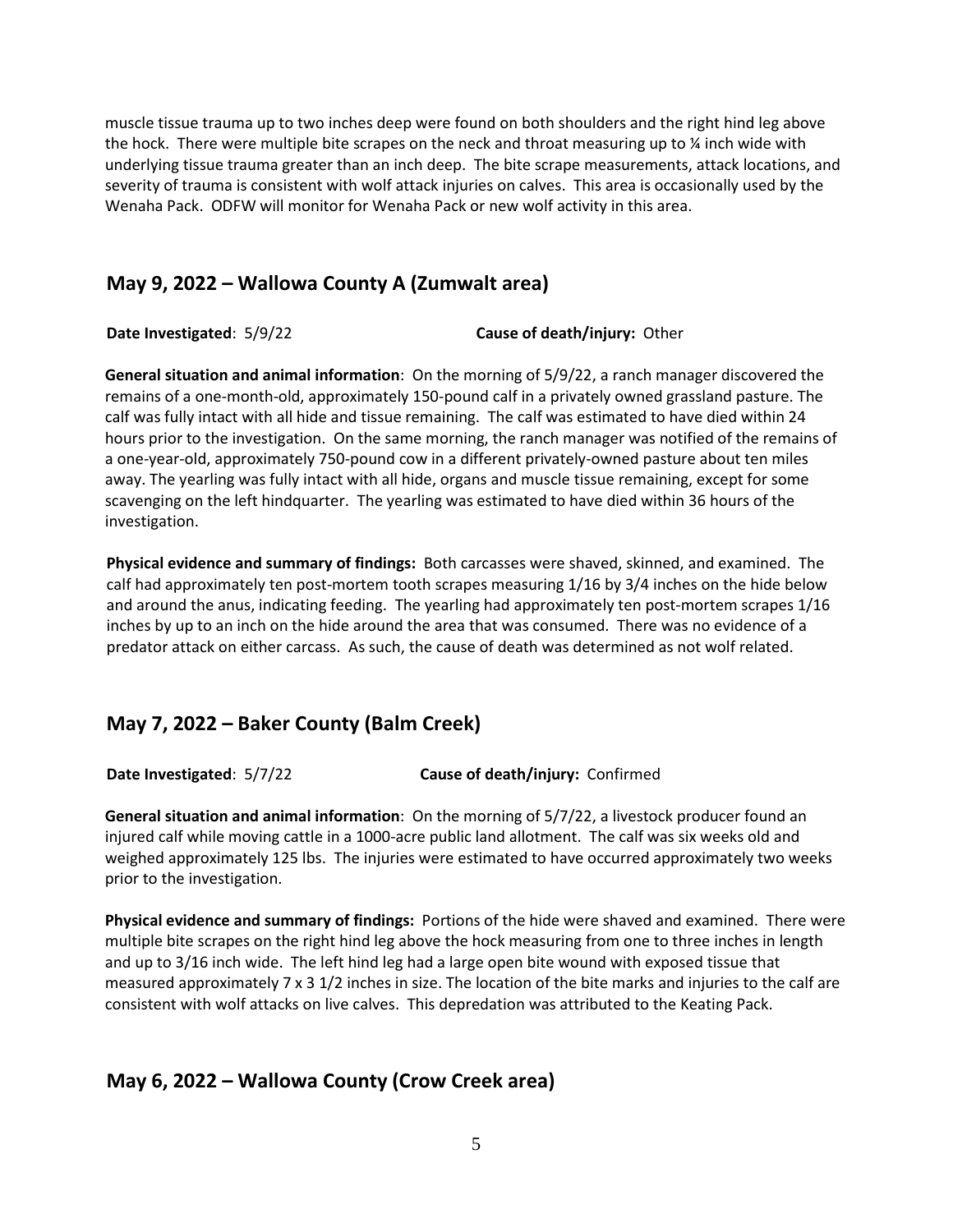muscle tissue trauma up to two inches deep were found on both shoulders and the right hind leg above the hock. There were multiple bite scrapes on the neck and throat measuring up to ¼ inch wide with underlying tissue trauma greater than an inch deep. The bite scrape measurements, attack locations, and severity of trauma is consistent with wolf attack injuries on calves. This area is occasionally used by the Wenaha Pack. ODFW will monitor for Wenaha Pack or new wolf activity in this area.

## May 9, 2022 – Wallowa County A (Zumwalt area)

**Date Investigated**: 5/9/22 **Cause of death/injury:** Other

**General situation and animal information**: On the morning of 5/9/22, a ranch manager discovered the remains of a one-month-old, approximately 150-pound calf in a privately owned grassland pasture. The calf was fully intact with all hide and tissue remaining. The calf was estimated to have died within 24 hours prior to the investigation. On the same morning, the ranch manager was notified of the remains of a one-year-old, approximately 750-pound cow in a different privately-owned pasture about ten miles away. The yearling was fully intact with all hide, organs and muscle tissue remaining, except for some scavenging on the left hindquarter. The yearling was estimated to have died within 36 hours of the investigation.

**Physical evidence and summary of findings:** Both carcasses were shaved, skinned, and examined. The calf had approximately ten post-mortem tooth scrapes measuring 1/16 by 3/4 inches on the hide below and around the anus, indicating feeding. The yearling had approximately ten post-mortem scrapes 1/16 inches by up to an inch on the hide around the area that was consumed. There was no evidence of a predator attack on either carcass. As such, the cause of death was determined as not wolf related.

## May 7, 2022 – Baker County (Balm Creek)

**Date Investigated**: 5/7/22 **Cause of death/injury:** Confirmed

**General situation and animal information**: On the morning of 5/7/22, a livestock producer found an injured calf while moving cattle in a 1000-acre public land allotment. The calf was six weeks old and weighed approximately 125 lbs. The injuries were estimated to have occurred approximately two weeks prior to the investigation.

**Physical evidence and summary of findings:** Portions of the hide were shaved and examined. There were multiple bite scrapes on the right hind leg above the hock measuring from one to three inches in length and up to 3/16 inch wide. The left hind leg had a large open bite wound with exposed tissue that measured approximately 7 x 3 1/2 inches in size. The location of the bite marks and injuries to the calf are consistent with wolf attacks on live calves. This depredation was attributed to the Keating Pack.

## May 6, 2022 – Wallowa County (Crow Creek area)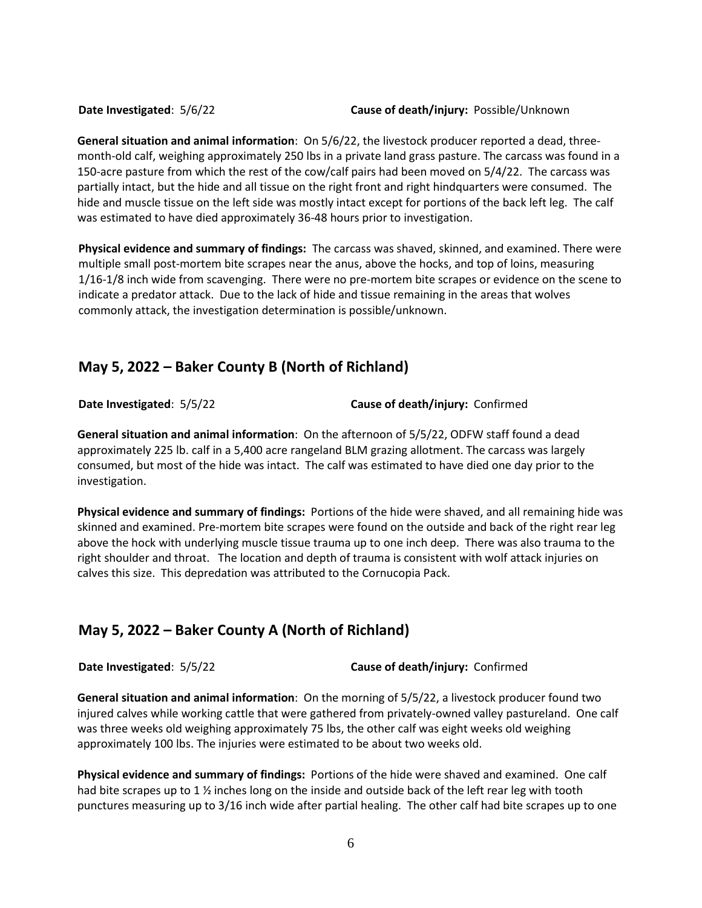**Date Investigated**: 5/6/22 **Cause of death/injury:** Possible/Unknown

**General situation and animal information**: On 5/6/22, the livestock producer reported a dead, three-month-old calf, weighing approximately 250 lbs in a private land grass pasture. The carcass was found in a 150-acre pasture from which the rest of the cow/calf pairs had been moved on 5/4/22. The carcass was partially intact, but the hide and all tissue on the right front and right hindquarters were consumed. The hide and muscle tissue on the left side was mostly intact except for portions of the back left leg. The calf was estimated to have died approximately 36-48 hours prior to investigation.

**Physical evidence and summary of findings:** The carcass was shaved, skinned, and examined. There were multiple small post-mortem bite scrapes near the anus, above the hocks, and top of loins, measuring 1/16-1/8 inch wide from scavenging. There were no pre-mortem bite scrapes or evidence on the scene to indicate a predator attack. Due to the lack of hide and tissue remaining in the areas that wolves commonly attack, the investigation determination is possible/unknown.

## May 5, 2022 – Baker County B (North of Richland)

**Date Investigated**: 5/5/22 **Cause of death/injury:** Confirmed

**General situation and animal information**: On the afternoon of 5/5/22, ODFW staff found a dead approximately 225 lb. calf in a 5,400 acre rangeland BLM grazing allotment. The carcass was largely consumed, but most of the hide was intact. The calf was estimated to have died one day prior to the investigation.

**Physical evidence and summary of findings:** Portions of the hide were shaved, and all remaining hide was skinned and examined. Pre-mortem bite scrapes were found on the outside and back of the right rear leg above the hock with underlying muscle tissue trauma up to one inch deep. There was also trauma to the right shoulder and throat. The location and depth of trauma is consistent with wolf attack injuries on calves this size. This depredation was attributed to the Cornucopia Pack.

## May 5, 2022 – Baker County A (North of Richland)

**Date Investigated**: 5/5/22 **Cause of death/injury:** Confirmed

**General situation and animal information**: On the morning of 5/5/22, a livestock producer found two injured calves while working cattle that were gathered from privately-owned valley pastureland. One calf was three weeks old weighing approximately 75 lbs, the other calf was eight weeks old weighing approximately 100 lbs. The injuries were estimated to be about two weeks old.

**Physical evidence and summary of findings:** Portions of the hide were shaved and examined. One calf had bite scrapes up to 1 ½ inches long on the inside and outside back of the left rear leg with tooth punctures measuring up to 3/16 inch wide after partial healing. The other calf had bite scrapes up to one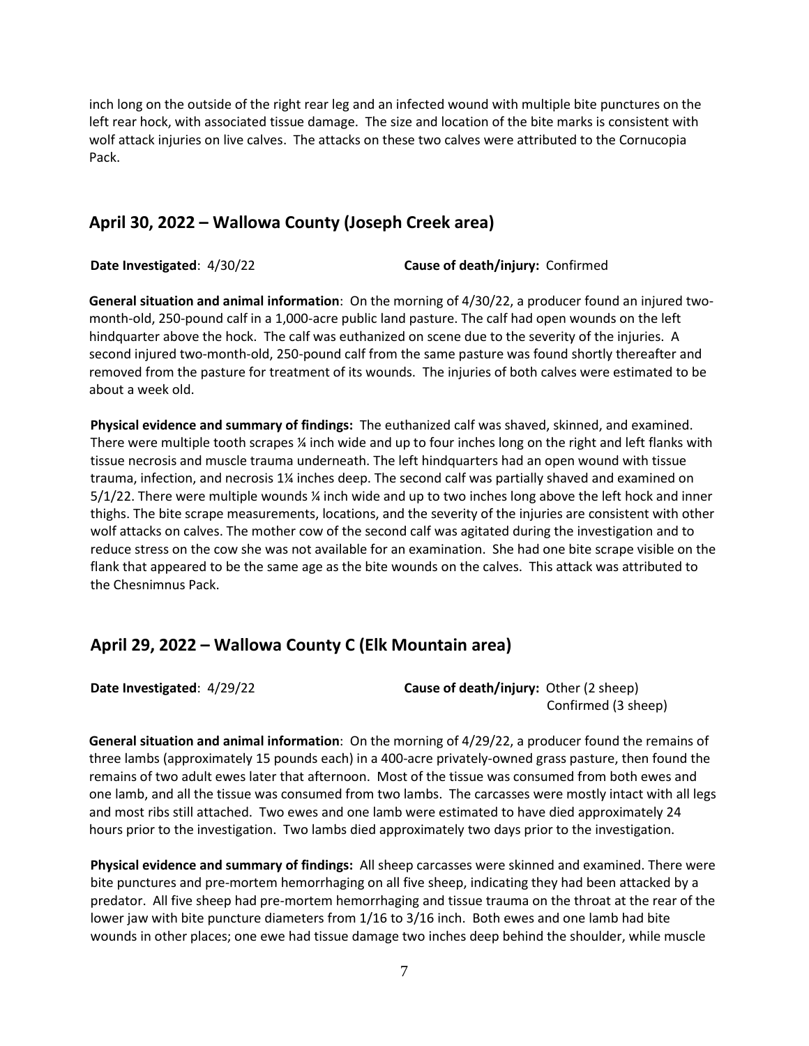inch long on the outside of the right rear leg and an infected wound with multiple bite punctures on the left rear hock, with associated tissue damage. The size and location of the bite marks is consistent with wolf attack injuries on live calves. The attacks on these two calves were attributed to the Cornucopia Pack.

## April 30, 2022 – Wallowa County (Joseph Creek area)

**Date Investigated**: 4/30/22 **Cause of death/injury:** Confirmed

**General situation and animal information**: On the morning of 4/30/22, a producer found an injured two-month-old, 250-pound calf in a 1,000-acre public land pasture. The calf had open wounds on the left hindquarter above the hock. The calf was euthanized on scene due to the severity of the injuries. A second injured two-month-old, 250-pound calf from the same pasture was found shortly thereafter and removed from the pasture for treatment of its wounds. The injuries of both calves were estimated to be about a week old.

**Physical evidence and summary of findings:** The euthanized calf was shaved, skinned, and examined. There were multiple tooth scrapes ¼ inch wide and up to four inches long on the right and left flanks with tissue necrosis and muscle trauma underneath. The left hindquarters had an open wound with tissue trauma, infection, and necrosis 1¼ inches deep. The second calf was partially shaved and examined on 5/1/22. There were multiple wounds ¼ inch wide and up to two inches long above the left hock and inner thighs. The bite scrape measurements, locations, and the severity of the injuries are consistent with other wolf attacks on calves. The mother cow of the second calf was agitated during the investigation and to reduce stress on the cow she was not available for an examination. She had one bite scrape visible on the flank that appeared to be the same age as the bite wounds on the calves. This attack was attributed to the Chesnimnus Pack.

## April 29, 2022 – Wallowa County C (Elk Mountain area)

**Date Investigated**: 4/29/22 **Cause of death/injury:** Other (2 sheep) Confirmed (3 sheep)

**General situation and animal information**: On the morning of 4/29/22, a producer found the remains of three lambs (approximately 15 pounds each) in a 400-acre privately-owned grass pasture, then found the remains of two adult ewes later that afternoon. Most of the tissue was consumed from both ewes and one lamb, and all the tissue was consumed from two lambs. The carcasses were mostly intact with all legs and most ribs still attached. Two ewes and one lamb were estimated to have died approximately 24 hours prior to the investigation. Two lambs died approximately two days prior to the investigation.

**Physical evidence and summary of findings:** All sheep carcasses were skinned and examined. There were bite punctures and pre-mortem hemorrhaging on all five sheep, indicating they had been attacked by a predator. All five sheep had pre-mortem hemorrhaging and tissue trauma on the throat at the rear of the lower jaw with bite puncture diameters from 1/16 to 3/16 inch. Both ewes and one lamb had bite wounds in other places; one ewe had tissue damage two inches deep behind the shoulder, while muscle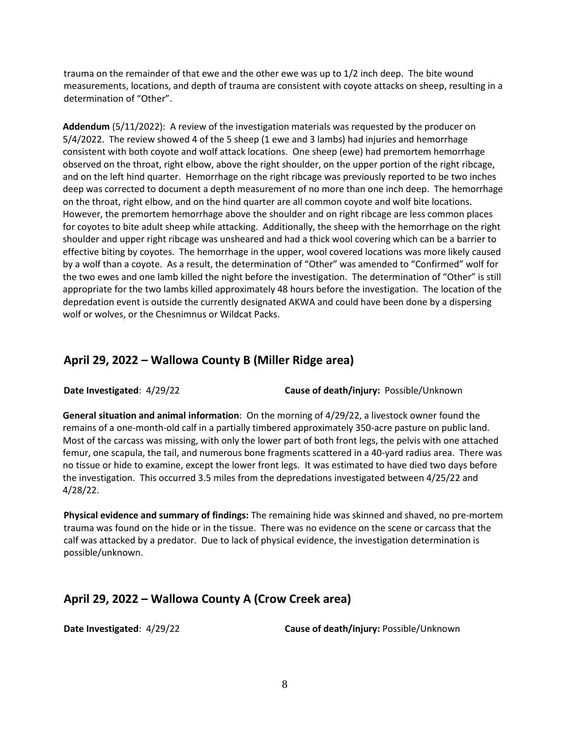trauma on the remainder of that ewe and the other ewe was up to 1/2 inch deep. The bite wound measurements, locations, and depth of trauma are consistent with coyote attacks on sheep, resulting in a determination of "Other".

**Addendum** (5/11/2022): A review of the investigation materials was requested by the producer on 5/4/2022. The review showed 4 of the 5 sheep (1 ewe and 3 lambs) had injuries and hemorrhage consistent with both coyote and wolf attack locations. One sheep (ewe) had premortem hemorrhage observed on the throat, right elbow, above the right shoulder, on the upper portion of the right ribcage, and on the left hind quarter. Hemorrhage on the right ribcage was previously reported to be two inches deep was corrected to document a depth measurement of no more than one inch deep. The hemorrhage on the throat, right elbow, and on the hind quarter are all common coyote and wolf bite locations. However, the premortem hemorrhage above the shoulder and on right ribcage are less common places for coyotes to bite adult sheep while attacking. Additionally, the sheep with the hemorrhage on the right shoulder and upper right ribcage was unsheared and had a thick wool covering which can be a barrier to effective biting by coyotes. The hemorrhage in the upper, wool covered locations was more likely caused by a wolf than a coyote. As a result, the determination of "Other" was amended to "Confirmed" wolf for the two ewes and one lamb killed the night before the investigation. The determination of "Other" is still appropriate for the two lambs killed approximately 48 hours before the investigation. The location of the depredation event is outside the currently designated AKWA and could have been done by a dispersing wolf or wolves, or the Chesnimnus or Wildcat Packs.

## April 29, 2022 – Wallowa County B (Miller Ridge area)

**Date Investigated**: 4/29/22 **Cause of death/injury:** Possible/Unknown

**General situation and animal information**: On the morning of 4/29/22, a livestock owner found the remains of a one-month-old calf in a partially timbered approximately 350-acre pasture on public land. Most of the carcass was missing, with only the lower part of both front legs, the pelvis with one attached femur, one scapula, the tail, and numerous bone fragments scattered in a 40-yard radius area. There was no tissue or hide to examine, except the lower front legs. It was estimated to have died two days before the investigation. This occurred 3.5 miles from the depredations investigated between 4/25/22 and 4/28/22.

**Physical evidence and summary of findings:** The remaining hide was skinned and shaved, no pre-mortem trauma was found on the hide or in the tissue. There was no evidence on the scene or carcass that the calf was attacked by a predator. Due to lack of physical evidence, the investigation determination is possible/unknown.

## April 29, 2022 – Wallowa County A (Crow Creek area)

**Date Investigated**: 4/29/22 **Cause of death/injury:** Possible/Unknown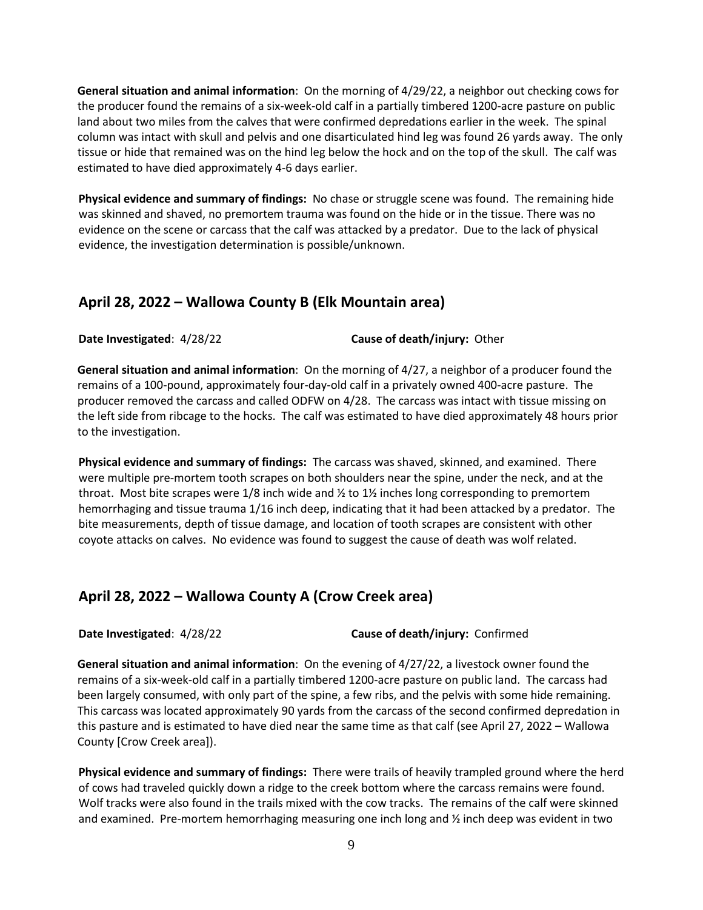**General situation and animal information**: On the morning of 4/29/22, a neighbor out checking cows for the producer found the remains of a six-week-old calf in a partially timbered 1200-acre pasture on public land about two miles from the calves that were confirmed depredations earlier in the week. The spinal column was intact with skull and pelvis and one disarticulated hind leg was found 26 yards away. The only tissue or hide that remained was on the hind leg below the hock and on the top of the skull. The calf was estimated to have died approximately 4-6 days earlier.

**Physical evidence and summary of findings:** No chase or struggle scene was found. The remaining hide was skinned and shaved, no premortem trauma was found on the hide or in the tissue. There was no evidence on the scene or carcass that the calf was attacked by a predator. Due to the lack of physical evidence, the investigation determination is possible/unknown.

## April 28, 2022 – Wallowa County B (Elk Mountain area)

**Date Investigated**: 4/28/22 **Cause of death/injury:** Other

**General situation and animal information**: On the morning of 4/27, a neighbor of a producer found the remains of a 100-pound, approximately four-day-old calf in a privately owned 400-acre pasture. The producer removed the carcass and called ODFW on 4/28. The carcass was intact with tissue missing on the left side from ribcage to the hocks. The calf was estimated to have died approximately 48 hours prior to the investigation.

**Physical evidence and summary of findings:** The carcass was shaved, skinned, and examined. There were multiple pre-mortem tooth scrapes on both shoulders near the spine, under the neck, and at the throat. Most bite scrapes were 1/8 inch wide and ½ to 1½ inches long corresponding to premortem hemorrhaging and tissue trauma 1/16 inch deep, indicating that it had been attacked by a predator. The bite measurements, depth of tissue damage, and location of tooth scrapes are consistent with other coyote attacks on calves. No evidence was found to suggest the cause of death was wolf related.

## April 28, 2022 – Wallowa County A (Crow Creek area)

**Date Investigated**: 4/28/22 **Cause of death/injury:** Confirmed

**General situation and animal information**: On the evening of 4/27/22, a livestock owner found the remains of a six-week-old calf in a partially timbered 1200-acre pasture on public land. The carcass had been largely consumed, with only part of the spine, a few ribs, and the pelvis with some hide remaining. This carcass was located approximately 90 yards from the carcass of the second confirmed depredation in this pasture and is estimated to have died near the same time as that calf (see April 27, 2022 – Wallowa County [Crow Creek area]).

**Physical evidence and summary of findings:** There were trails of heavily trampled ground where the herd of cows had traveled quickly down a ridge to the creek bottom where the carcass remains were found. Wolf tracks were also found in the trails mixed with the cow tracks. The remains of the calf were skinned and examined. Pre-mortem hemorrhaging measuring one inch long and ½ inch deep was evident in two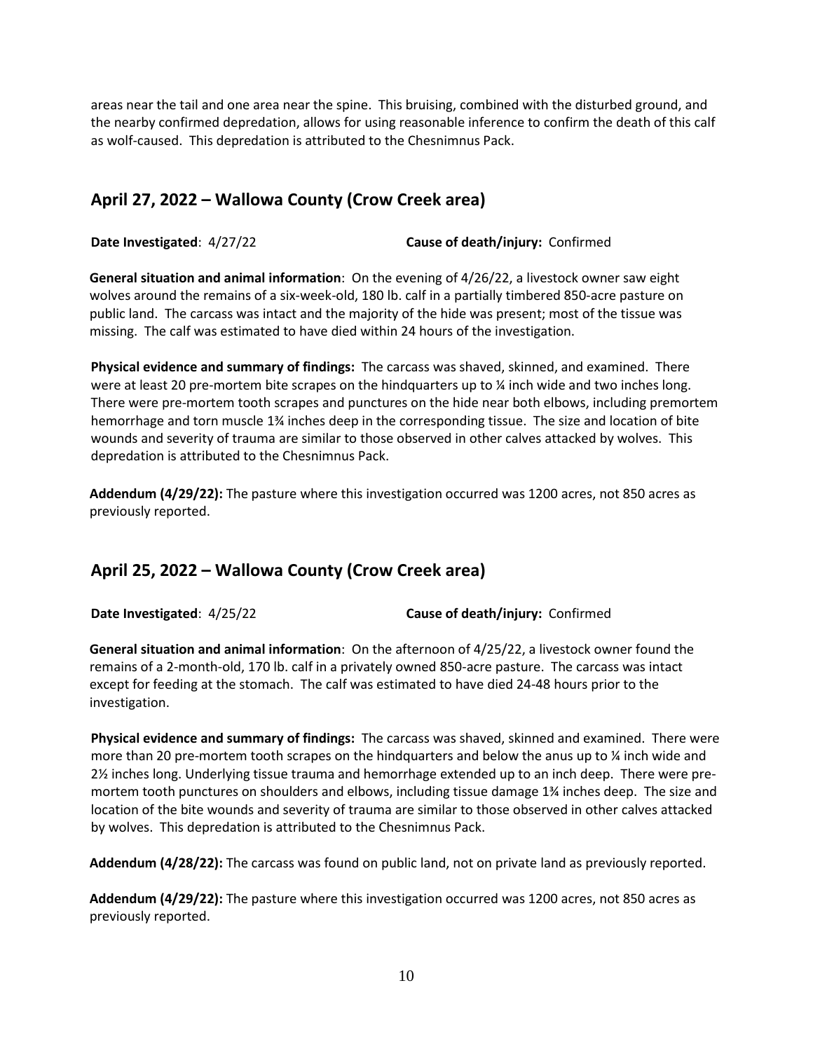areas near the tail and one area near the spine. This bruising, combined with the disturbed ground, and the nearby confirmed depredation, allows for using reasonable inference to confirm the death of this calf as wolf-caused. This depredation is attributed to the Chesnimnus Pack.

## April 27, 2022 – Wallowa County (Crow Creek area)

**Date Investigated**: 4/27/22 **Cause of death/injury:** Confirmed

**General situation and animal information**: On the evening of 4/26/22, a livestock owner saw eight wolves around the remains of a six-week-old, 180 lb. calf in a partially timbered 850-acre pasture on public land. The carcass was intact and the majority of the hide was present; most of the tissue was missing. The calf was estimated to have died within 24 hours of the investigation.

**Physical evidence and summary of findings:** The carcass was shaved, skinned, and examined. There were at least 20 pre-mortem bite scrapes on the hindquarters up to ¼ inch wide and two inches long. There were pre-mortem tooth scrapes and punctures on the hide near both elbows, including premortem hemorrhage and torn muscle 1¾ inches deep in the corresponding tissue. The size and location of bite wounds and severity of trauma are similar to those observed in other calves attacked by wolves. This depredation is attributed to the Chesnimnus Pack.

**Addendum (4/29/22):** The pasture where this investigation occurred was 1200 acres, not 850 acres as previously reported.

## April 25, 2022 – Wallowa County (Crow Creek area)

**Date Investigated**: 4/25/22 **Cause of death/injury:** Confirmed

**General situation and animal information**: On the afternoon of 4/25/22, a livestock owner found the remains of a 2-month-old, 170 lb. calf in a privately owned 850-acre pasture. The carcass was intact except for feeding at the stomach. The calf was estimated to have died 24-48 hours prior to the investigation.

**Physical evidence and summary of findings:** The carcass was shaved, skinned and examined. There were more than 20 pre-mortem tooth scrapes on the hindquarters and below the anus up to ¼ inch wide and 2½ inches long. Underlying tissue trauma and hemorrhage extended up to an inch deep. There were pre-mortem tooth punctures on shoulders and elbows, including tissue damage 1¾ inches deep. The size and location of the bite wounds and severity of trauma are similar to those observed in other calves attacked by wolves. This depredation is attributed to the Chesnimnus Pack.

**Addendum (4/28/22):** The carcass was found on public land, not on private land as previously reported.

**Addendum (4/29/22):** The pasture where this investigation occurred was 1200 acres, not 850 acres as previously reported.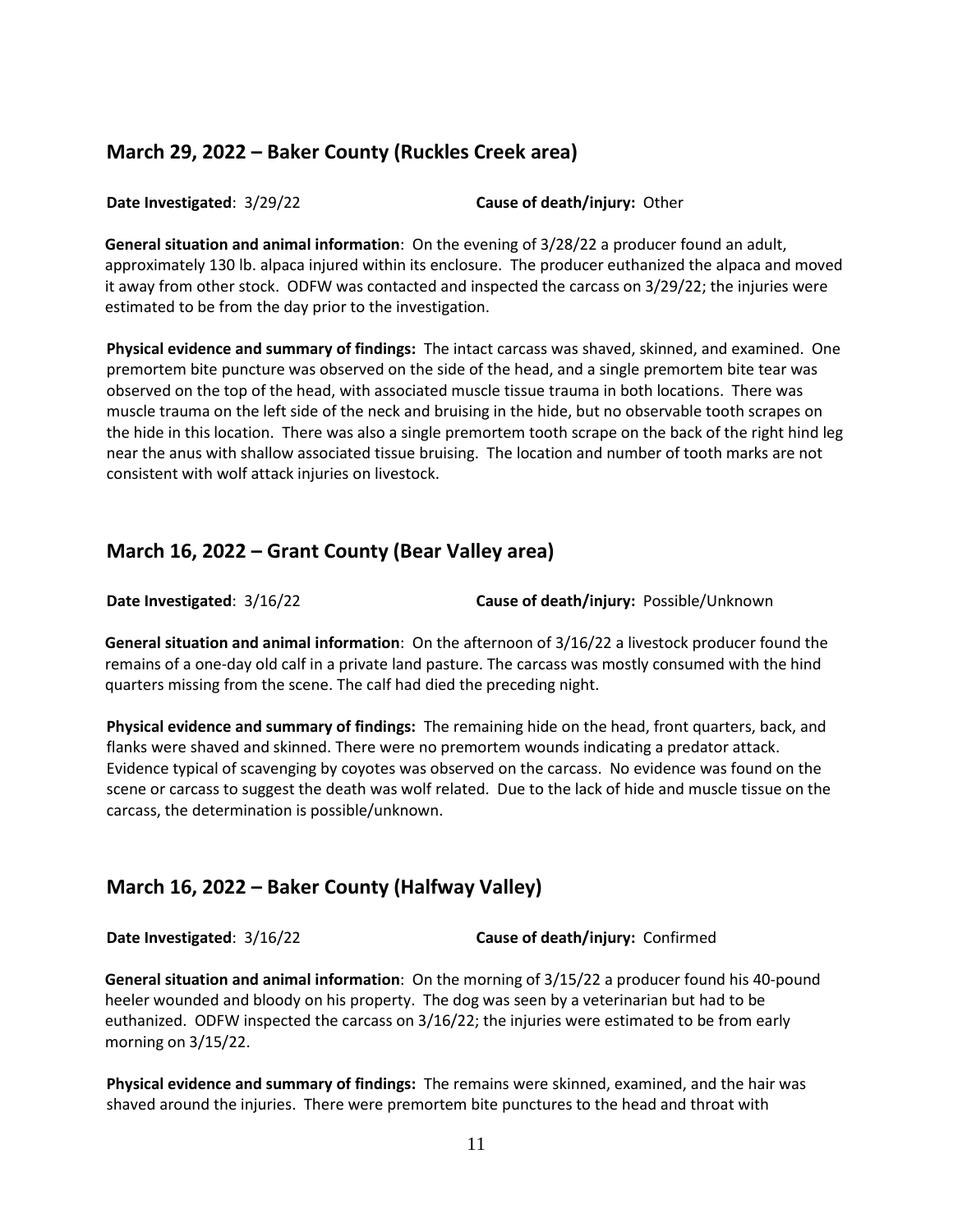## March 29, 2022 – Baker County (Ruckles Creek area)

**Date Investigated**: 3/29/22 **Cause of death/injury:** Other

**General situation and animal information**: On the evening of 3/28/22 a producer found an adult, approximately 130 lb. alpaca injured within its enclosure. The producer euthanized the alpaca and moved it away from other stock. ODFW was contacted and inspected the carcass on 3/29/22; the injuries were estimated to be from the day prior to the investigation.

**Physical evidence and summary of findings:** The intact carcass was shaved, skinned, and examined. One premortem bite puncture was observed on the side of the head, and a single premortem bite tear was observed on the top of the head, with associated muscle tissue trauma in both locations. There was muscle trauma on the left side of the neck and bruising in the hide, but no observable tooth scrapes on the hide in this location. There was also a single premortem tooth scrape on the back of the right hind leg near the anus with shallow associated tissue bruising. The location and number of tooth marks are not consistent with wolf attack injuries on livestock.

## March 16, 2022 – Grant County (Bear Valley area)

**Date Investigated**: 3/16/22 **Cause of death/injury:** Possible/Unknown

**General situation and animal information**: On the afternoon of 3/16/22 a livestock producer found the remains of a one-day old calf in a private land pasture. The carcass was mostly consumed with the hind quarters missing from the scene. The calf had died the preceding night.

**Physical evidence and summary of findings:** The remaining hide on the head, front quarters, back, and flanks were shaved and skinned. There were no premortem wounds indicating a predator attack. Evidence typical of scavenging by coyotes was observed on the carcass. No evidence was found on the scene or carcass to suggest the death was wolf related. Due to the lack of hide and muscle tissue on the carcass, the determination is possible/unknown.

## March 16, 2022 – Baker County (Halfway Valley)

**Date Investigated**: 3/16/22 **Cause of death/injury:** Confirmed

**General situation and animal information**: On the morning of 3/15/22 a producer found his 40-pound heeler wounded and bloody on his property. The dog was seen by a veterinarian but had to be euthanized. ODFW inspected the carcass on 3/16/22; the injuries were estimated to be from early morning on 3/15/22.

**Physical evidence and summary of findings:** The remains were skinned, examined, and the hair was shaved around the injuries. There were premortem bite punctures to the head and throat with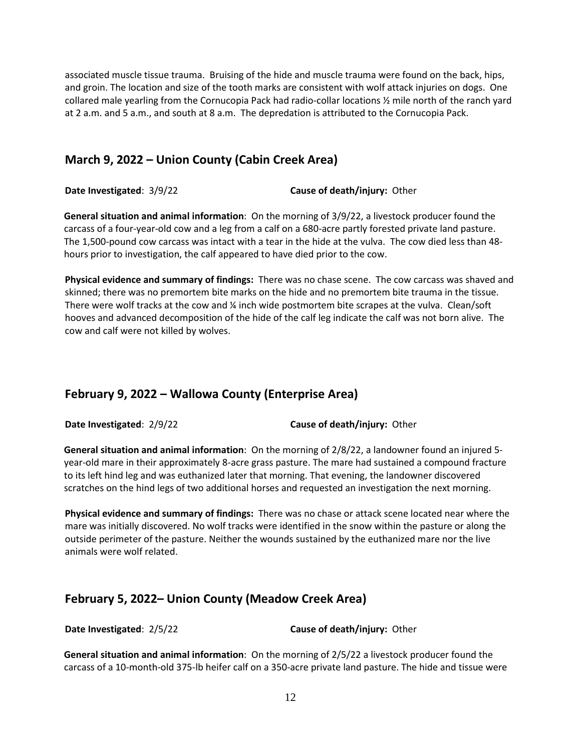associated muscle tissue trauma. Bruising of the hide and muscle trauma were found on the back, hips, and groin. The location and size of the tooth marks are consistent with wolf attack injuries on dogs. One collared male yearling from the Cornucopia Pack had radio-collar locations ½ mile north of the ranch yard at 2 a.m. and 5 a.m., and south at 8 a.m. The depredation is attributed to the Cornucopia Pack.

## March 9, 2022 – Union County (Cabin Creek Area)

**Date Investigated**: 3/9/22 **Cause of death/injury:** Other

**General situation and animal information**: On the morning of 3/9/22, a livestock producer found the carcass of a four-year-old cow and a leg from a calf on a 680-acre partly forested private land pasture. The 1,500-pound cow carcass was intact with a tear in the hide at the vulva. The cow died less than 48-hours prior to investigation, the calf appeared to have died prior to the cow.

**Physical evidence and summary of findings:** There was no chase scene. The cow carcass was shaved and skinned; there was no premortem bite marks on the hide and no premortem bite trauma in the tissue. There were wolf tracks at the cow and ¼ inch wide postmortem bite scrapes at the vulva. Clean/soft hooves and advanced decomposition of the hide of the calf leg indicate the calf was not born alive. The cow and calf were not killed by wolves.

## February 9, 2022 – Wallowa County (Enterprise Area)

**Date Investigated**: 2/9/22 **Cause of death/injury:** Other

**General situation and animal information**: On the morning of 2/8/22, a landowner found an injured 5-year-old mare in their approximately 8-acre grass pasture. The mare had sustained a compound fracture to its left hind leg and was euthanized later that morning. That evening, the landowner discovered scratches on the hind legs of two additional horses and requested an investigation the next morning.

**Physical evidence and summary of findings:** There was no chase or attack scene located near where the mare was initially discovered. No wolf tracks were identified in the snow within the pasture or along the outside perimeter of the pasture. Neither the wounds sustained by the euthanized mare nor the live animals were wolf related.

## February 5, 2022– Union County (Meadow Creek Area)

**Date Investigated**: 2/5/22 **Cause of death/injury:** Other

**General situation and animal information**: On the morning of 2/5/22 a livestock producer found the carcass of a 10-month-old 375-lb heifer calf on a 350-acre private land pasture. The hide and tissue were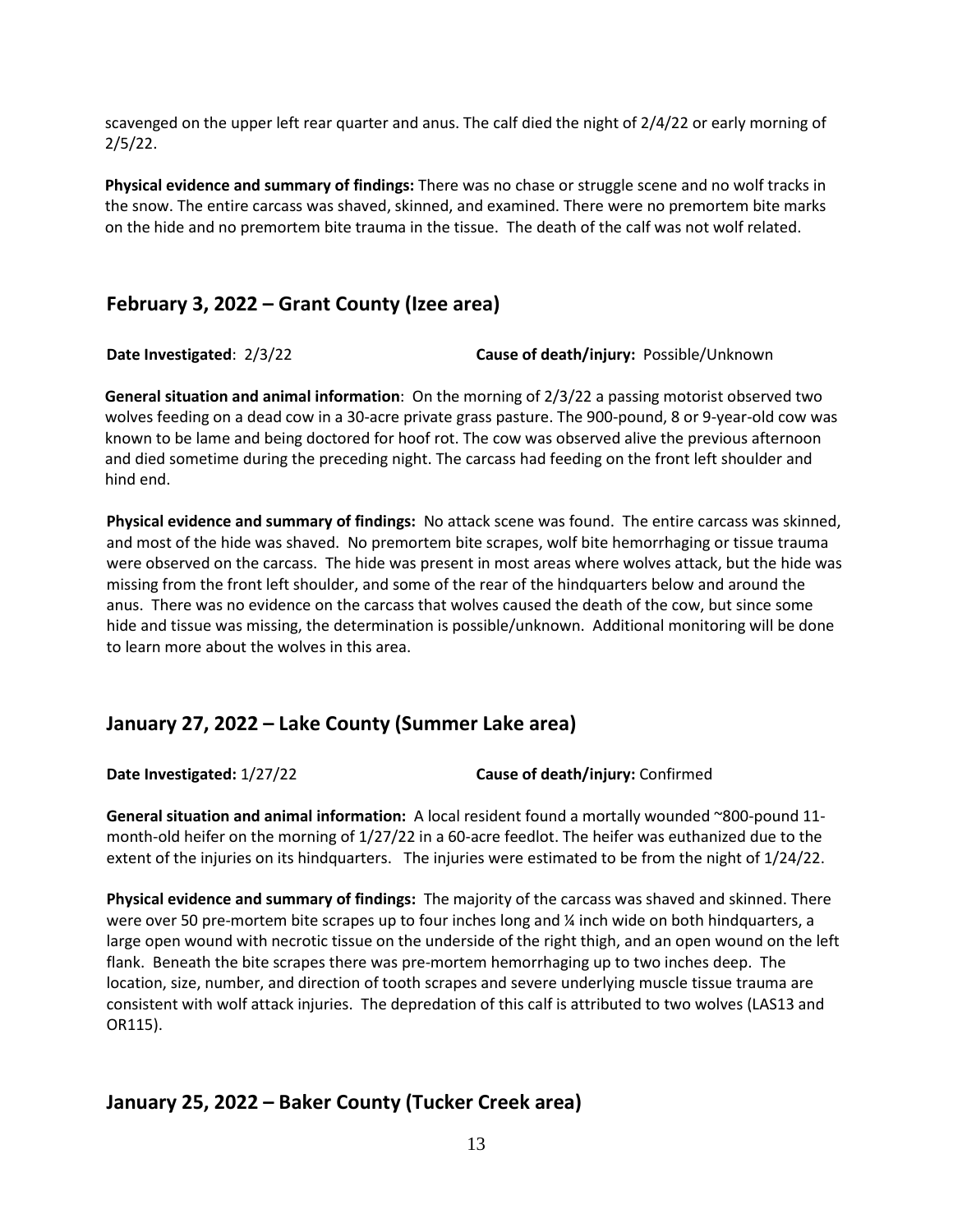scavenged on the upper left rear quarter and anus. The calf died the night of 2/4/22 or early morning of 2/5/22.

**Physical evidence and summary of findings:** There was no chase or struggle scene and no wolf tracks in the snow. The entire carcass was shaved, skinned, and examined. There were no premortem bite marks on the hide and no premortem bite trauma in the tissue. The death of the calf was not wolf related.

## February 3, 2022 – Grant County (Izee area)

**Date Investigated**: 2/3/22 **Cause of death/injury:** Possible/Unknown

**General situation and animal information**: On the morning of 2/3/22 a passing motorist observed two wolves feeding on a dead cow in a 30-acre private grass pasture. The 900-pound, 8 or 9-year-old cow was known to be lame and being doctored for hoof rot. The cow was observed alive the previous afternoon and died sometime during the preceding night. The carcass had feeding on the front left shoulder and hind end.

**Physical evidence and summary of findings:** No attack scene was found. The entire carcass was skinned, and most of the hide was shaved. No premortem bite scrapes, wolf bite hemorrhaging or tissue trauma were observed on the carcass. The hide was present in most areas where wolves attack, but the hide was missing from the front left shoulder, and some of the rear of the hindquarters below and around the anus. There was no evidence on the carcass that wolves caused the death of the cow, but since some hide and tissue was missing, the determination is possible/unknown. Additional monitoring will be done to learn more about the wolves in this area.

## January 27, 2022 – Lake County (Summer Lake area)

**Date Investigated:** 1/27/22 **Cause of death/injury:** Confirmed

**General situation and animal information:** A local resident found a mortally wounded ~800-pound 11-month-old heifer on the morning of 1/27/22 in a 60-acre feedlot. The heifer was euthanized due to the extent of the injuries on its hindquarters. The injuries were estimated to be from the night of 1/24/22.

**Physical evidence and summary of findings:** The majority of the carcass was shaved and skinned. There were over 50 pre-mortem bite scrapes up to four inches long and ¼ inch wide on both hindquarters, a large open wound with necrotic tissue on the underside of the right thigh, and an open wound on the left flank. Beneath the bite scrapes there was pre-mortem hemorrhaging up to two inches deep. The location, size, number, and direction of tooth scrapes and severe underlying muscle tissue trauma are consistent with wolf attack injuries. The depredation of this calf is attributed to two wolves (LAS13 and OR115).

## January 25, 2022 – Baker County (Tucker Creek area)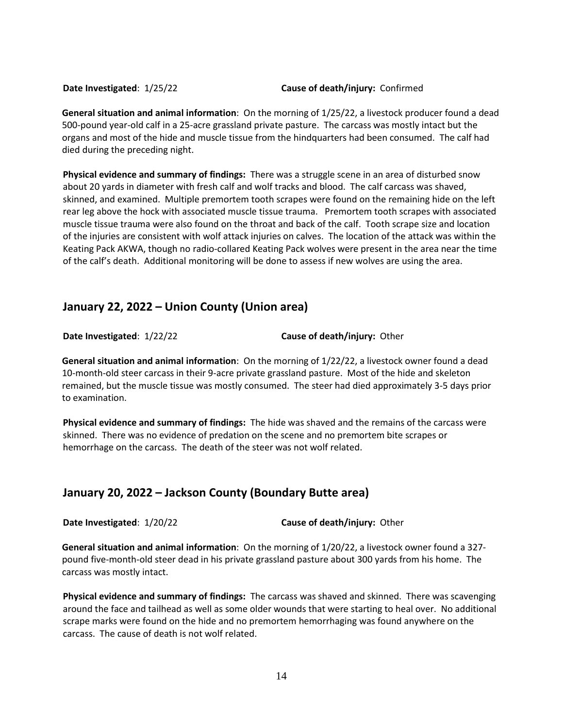**Date Investigated**: 1/25/22 **Cause of death/injury:** Confirmed

**General situation and animal information**: On the morning of 1/25/22, a livestock producer found a dead 500-pound year-old calf in a 25-acre grassland private pasture. The carcass was mostly intact but the organs and most of the hide and muscle tissue from the hindquarters had been consumed. The calf had died during the preceding night.

**Physical evidence and summary of findings:** There was a struggle scene in an area of disturbed snow about 20 yards in diameter with fresh calf and wolf tracks and blood. The calf carcass was shaved, skinned, and examined. Multiple premortem tooth scrapes were found on the remaining hide on the left rear leg above the hock with associated muscle tissue trauma. Premortem tooth scrapes with associated muscle tissue trauma were also found on the throat and back of the calf. Tooth scrape size and location of the injuries are consistent with wolf attack injuries on calves. The location of the attack was within the Keating Pack AKWA, though no radio-collared Keating Pack wolves were present in the area near the time of the calf's death. Additional monitoring will be done to assess if new wolves are using the area.

## January 22, 2022 – Union County (Union area)

**Date Investigated**: 1/22/22 **Cause of death/injury:** Other

**General situation and animal information**: On the morning of 1/22/22, a livestock owner found a dead 10-month-old steer carcass in their 9-acre private grassland pasture. Most of the hide and skeleton remained, but the muscle tissue was mostly consumed. The steer had died approximately 3-5 days prior to examination.

**Physical evidence and summary of findings:** The hide was shaved and the remains of the carcass were skinned. There was no evidence of predation on the scene and no premortem bite scrapes or hemorrhage on the carcass. The death of the steer was not wolf related.

## January 20, 2022 – Jackson County (Boundary Butte area)

**Date Investigated**: 1/20/22 **Cause of death/injury:** Other

**General situation and animal information**: On the morning of 1/20/22, a livestock owner found a 327-pound five-month-old steer dead in his private grassland pasture about 300 yards from his home. The carcass was mostly intact.

**Physical evidence and summary of findings:** The carcass was shaved and skinned. There was scavenging around the face and tailhead as well as some older wounds that were starting to heal over. No additional scrape marks were found on the hide and no premortem hemorrhaging was found anywhere on the carcass. The cause of death is not wolf related.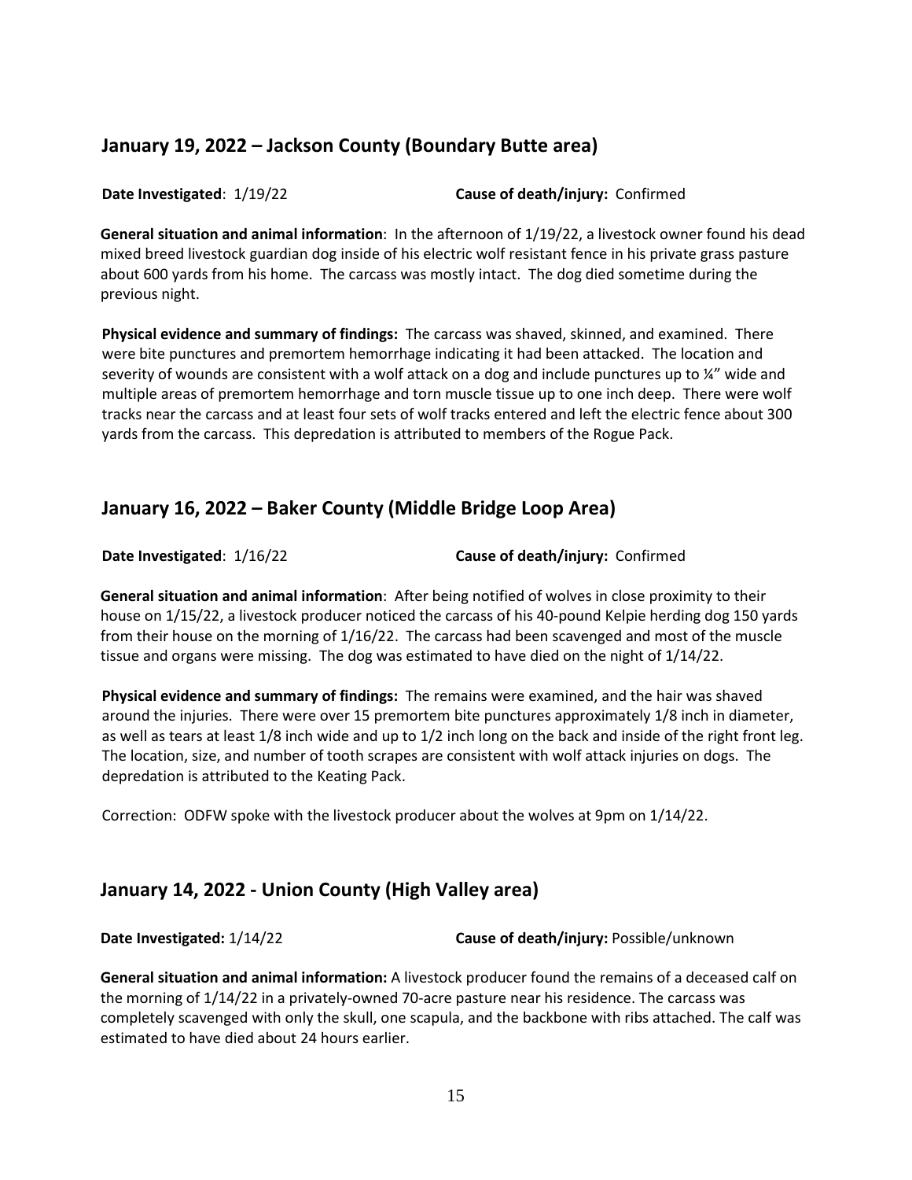## January 19, 2022 – Jackson County (Boundary Butte area)

**Date Investigated**: 1/19/22 **Cause of death/injury:** Confirmed

**General situation and animal information**: In the afternoon of 1/19/22, a livestock owner found his dead mixed breed livestock guardian dog inside of his electric wolf resistant fence in his private grass pasture about 600 yards from his home. The carcass was mostly intact. The dog died sometime during the previous night.

**Physical evidence and summary of findings:** The carcass was shaved, skinned, and examined. There were bite punctures and premortem hemorrhage indicating it had been attacked. The location and severity of wounds are consistent with a wolf attack on a dog and include punctures up to ¼" wide and multiple areas of premortem hemorrhage and torn muscle tissue up to one inch deep. There were wolf tracks near the carcass and at least four sets of wolf tracks entered and left the electric fence about 300 yards from the carcass. This depredation is attributed to members of the Rogue Pack.

## January 16, 2022 – Baker County (Middle Bridge Loop Area)

**Date Investigated**: 1/16/22 **Cause of death/injury:** Confirmed

**General situation and animal information**: After being notified of wolves in close proximity to their house on 1/15/22, a livestock producer noticed the carcass of his 40-pound Kelpie herding dog 150 yards from their house on the morning of 1/16/22. The carcass had been scavenged and most of the muscle tissue and organs were missing. The dog was estimated to have died on the night of 1/14/22.

**Physical evidence and summary of findings:** The remains were examined, and the hair was shaved around the injuries. There were over 15 premortem bite punctures approximately 1/8 inch in diameter, as well as tears at least 1/8 inch wide and up to 1/2 inch long on the back and inside of the right front leg. The location, size, and number of tooth scrapes are consistent with wolf attack injuries on dogs. The depredation is attributed to the Keating Pack.

Correction: ODFW spoke with the livestock producer about the wolves at 9pm on 1/14/22.

## January 14, 2022 - Union County (High Valley area)

**Date Investigated:** 1/14/22 **Cause of death/injury:** Possible/unknown

**General situation and animal information:** A livestock producer found the remains of a deceased calf on the morning of 1/14/22 in a privately-owned 70-acre pasture near his residence. The carcass was completely scavenged with only the skull, one scapula, and the backbone with ribs attached. The calf was estimated to have died about 24 hours earlier.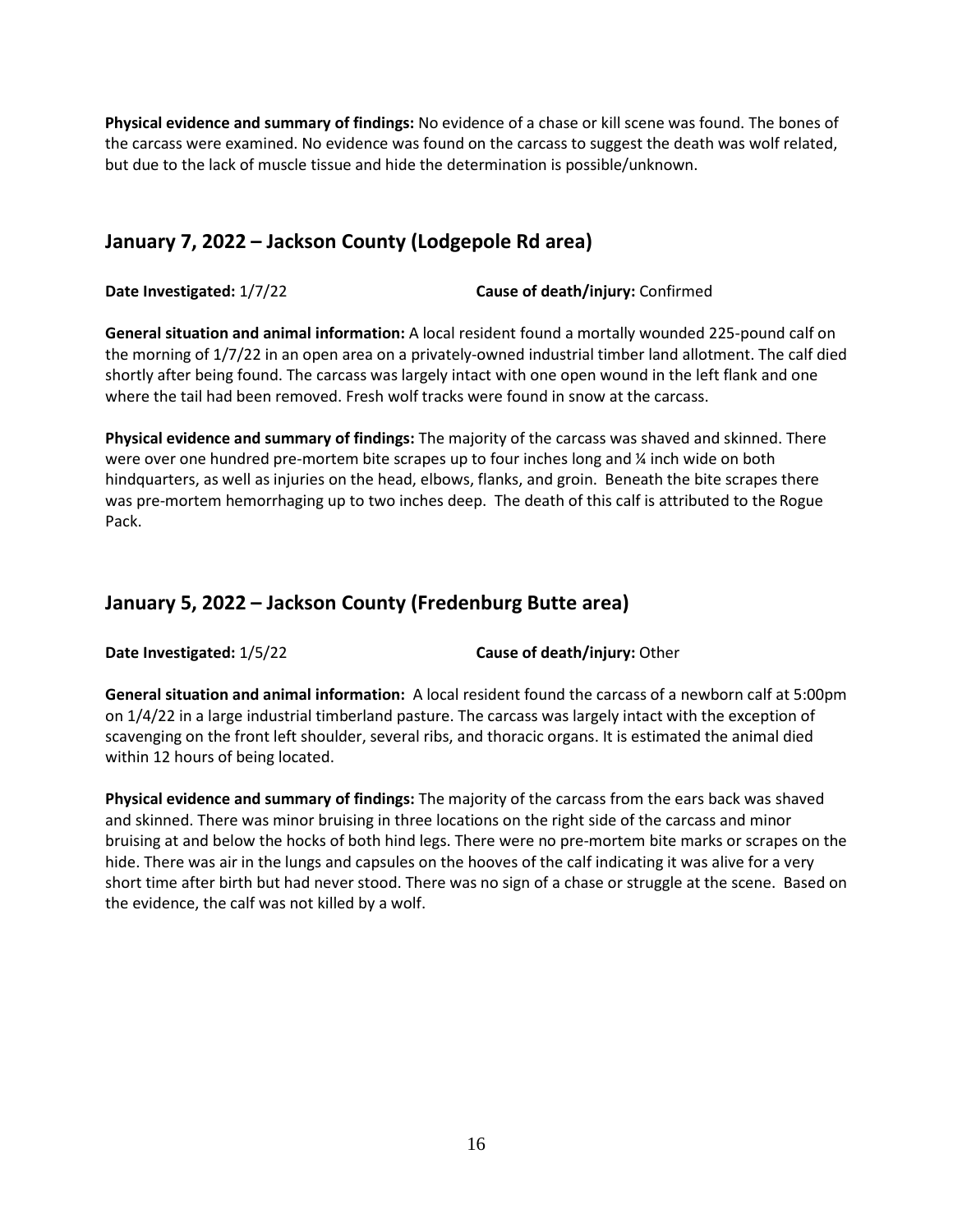**Physical evidence and summary of findings:** No evidence of a chase or kill scene was found. The bones of the carcass were examined. No evidence was found on the carcass to suggest the death was wolf related, but due to the lack of muscle tissue and hide the determination is possible/unknown.

## January 7, 2022 – Jackson County (Lodgepole Rd area)

**Date Investigated:** 1/7/22 **Cause of death/injury:** Confirmed

**General situation and animal information:** A local resident found a mortally wounded 225-pound calf on the morning of 1/7/22 in an open area on a privately-owned industrial timber land allotment. The calf died shortly after being found. The carcass was largely intact with one open wound in the left flank and one where the tail had been removed. Fresh wolf tracks were found in snow at the carcass.

**Physical evidence and summary of findings:** The majority of the carcass was shaved and skinned. There were over one hundred pre-mortem bite scrapes up to four inches long and ¼ inch wide on both hindquarters, as well as injuries on the head, elbows, flanks, and groin. Beneath the bite scrapes there was pre-mortem hemorrhaging up to two inches deep. The death of this calf is attributed to the Rogue Pack.

## January 5, 2022 – Jackson County (Fredenburg Butte area)

**Date Investigated:** 1/5/22 **Cause of death/injury:** Other

**General situation and animal information:** A local resident found the carcass of a newborn calf at 5:00pm on 1/4/22 in a large industrial timberland pasture. The carcass was largely intact with the exception of scavenging on the front left shoulder, several ribs, and thoracic organs. It is estimated the animal died within 12 hours of being located.

**Physical evidence and summary of findings:** The majority of the carcass from the ears back was shaved and skinned. There was minor bruising in three locations on the right side of the carcass and minor bruising at and below the hocks of both hind legs. There were no pre-mortem bite marks or scrapes on the hide. There was air in the lungs and capsules on the hooves of the calf indicating it was alive for a very short time after birth but had never stood. There was no sign of a chase or struggle at the scene. Based on the evidence, the calf was not killed by a wolf.